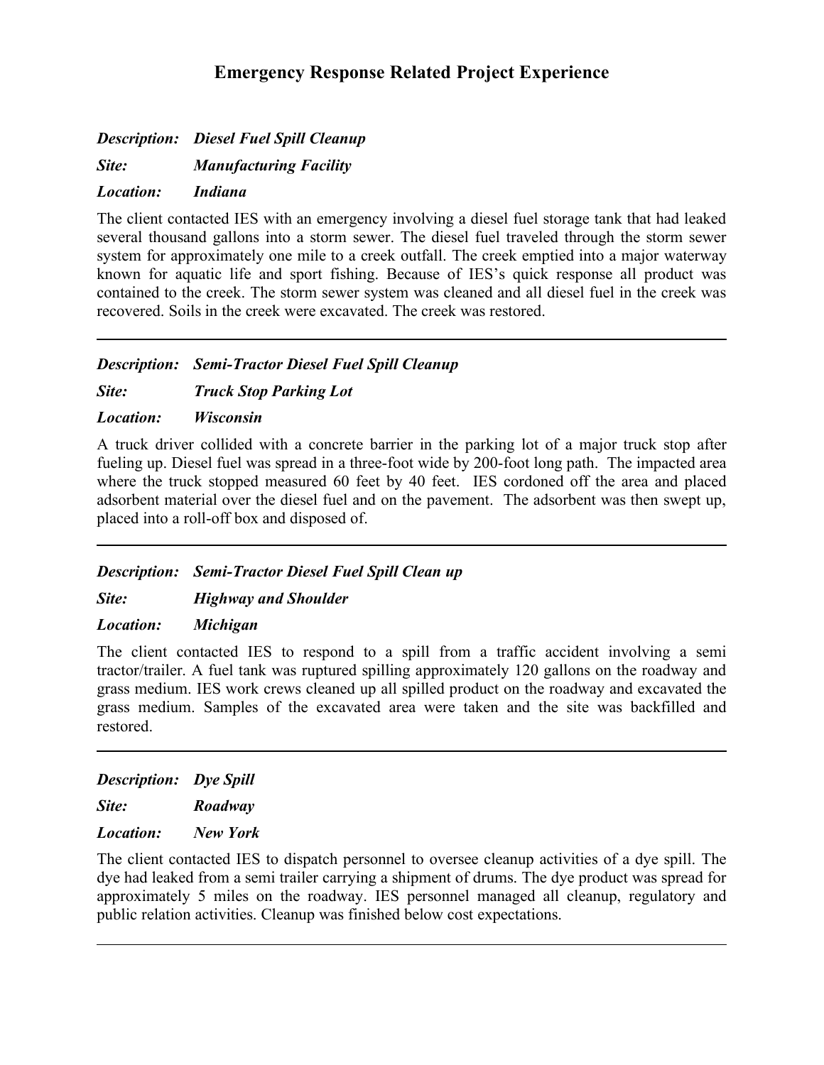# Emergency Response Related Project Experience

***Description:*** ***Diesel Fuel Spill Cleanup***

***Site:*** ***Manufacturing Facility***

***Location:*** ***Indiana***

The client contacted IES with an emergency involving a diesel fuel storage tank that had leaked several thousand gallons into a storm sewer. The diesel fuel traveled through the storm sewer system for approximately one mile to a creek outfall. The creek emptied into a major waterway known for aquatic life and sport fishing. Because of IES's quick response all product was contained to the creek. The storm sewer system was cleaned and all diesel fuel in the creek was recovered. Soils in the creek were excavated. The creek was restored.

---

***Description:*** ***Semi-Tractor Diesel Fuel Spill Cleanup***

***Site:*** ***Truck Stop Parking Lot***

***Location:*** ***Wisconsin***

A truck driver collided with a concrete barrier in the parking lot of a major truck stop after fueling up. Diesel fuel was spread in a three-foot wide by 200-foot long path. The impacted area where the truck stopped measured 60 feet by 40 feet. IES cordoned off the area and placed adsorbent material over the diesel fuel and on the pavement. The adsorbent was then swept up, placed into a roll-off box and disposed of.

---

***Description:*** ***Semi-Tractor Diesel Fuel Spill Clean up***

***Site:*** ***Highway and Shoulder***

***Location:*** ***Michigan***

The client contacted IES to respond to a spill from a traffic accident involving a semi tractor/trailer. A fuel tank was ruptured spilling approximately 120 gallons on the roadway and grass medium. IES work crews cleaned up all spilled product on the roadway and excavated the grass medium. Samples of the excavated area were taken and the site was backfilled and restored.

---

***Description:*** ***Dye Spill***

***Site:*** ***Roadway***

***Location:*** ***New York***

The client contacted IES to dispatch personnel to oversee cleanup activities of a dye spill. The dye had leaked from a semi trailer carrying a shipment of drums. The dye product was spread for approximately 5 miles on the roadway. IES personnel managed all cleanup, regulatory and public relation activities. Cleanup was finished below cost expectations.

---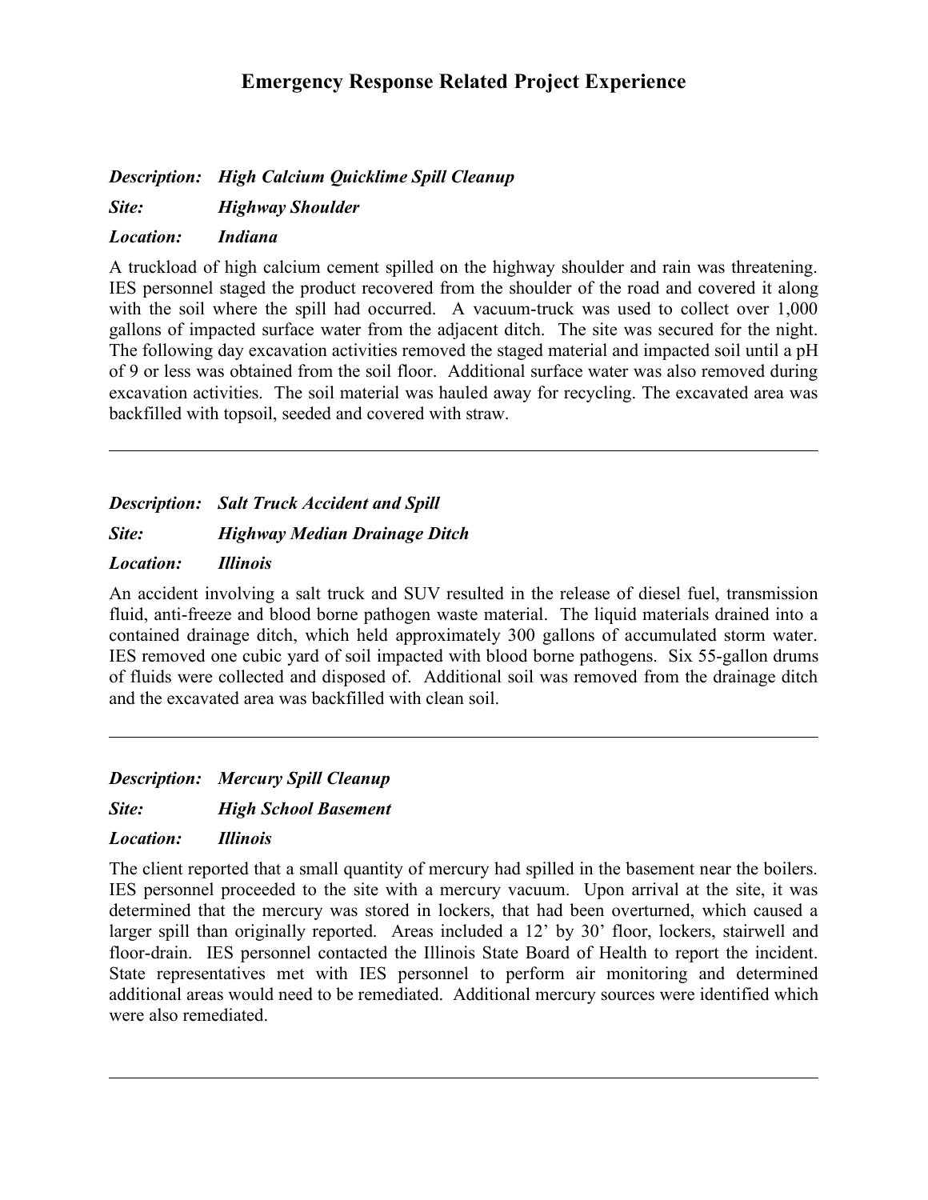# Emergency Response Related Project Experience

***Description: High Calcium Quicklime Spill Cleanup***

***Site: Highway Shoulder***

***Location: Indiana***

A truckload of high calcium cement spilled on the highway shoulder and rain was threatening. IES personnel staged the product recovered from the shoulder of the road and covered it along with the soil where the spill had occurred. A vacuum-truck was used to collect over 1,000 gallons of impacted surface water from the adjacent ditch. The site was secured for the night. The following day excavation activities removed the staged material and impacted soil until a pH of 9 or less was obtained from the soil floor. Additional surface water was also removed during excavation activities. The soil material was hauled away for recycling. The excavated area was backfilled with topsoil, seeded and covered with straw.

---

***Description: Salt Truck Accident and Spill***

***Site: Highway Median Drainage Ditch***

***Location: Illinois***

An accident involving a salt truck and SUV resulted in the release of diesel fuel, transmission fluid, anti-freeze and blood borne pathogen waste material. The liquid materials drained into a contained drainage ditch, which held approximately 300 gallons of accumulated storm water. IES removed one cubic yard of soil impacted with blood borne pathogens. Six 55-gallon drums of fluids were collected and disposed of. Additional soil was removed from the drainage ditch and the excavated area was backfilled with clean soil.

---

***Description: Mercury Spill Cleanup***

***Site: High School Basement***

***Location: Illinois***

The client reported that a small quantity of mercury had spilled in the basement near the boilers. IES personnel proceeded to the site with a mercury vacuum. Upon arrival at the site, it was determined that the mercury was stored in lockers, that had been overturned, which caused a larger spill than originally reported. Areas included a 12' by 30' floor, lockers, stairwell and floor-drain. IES personnel contacted the Illinois State Board of Health to report the incident. State representatives met with IES personnel to perform air monitoring and determined additional areas would need to be remediated. Additional mercury sources were identified which were also remediated.

---